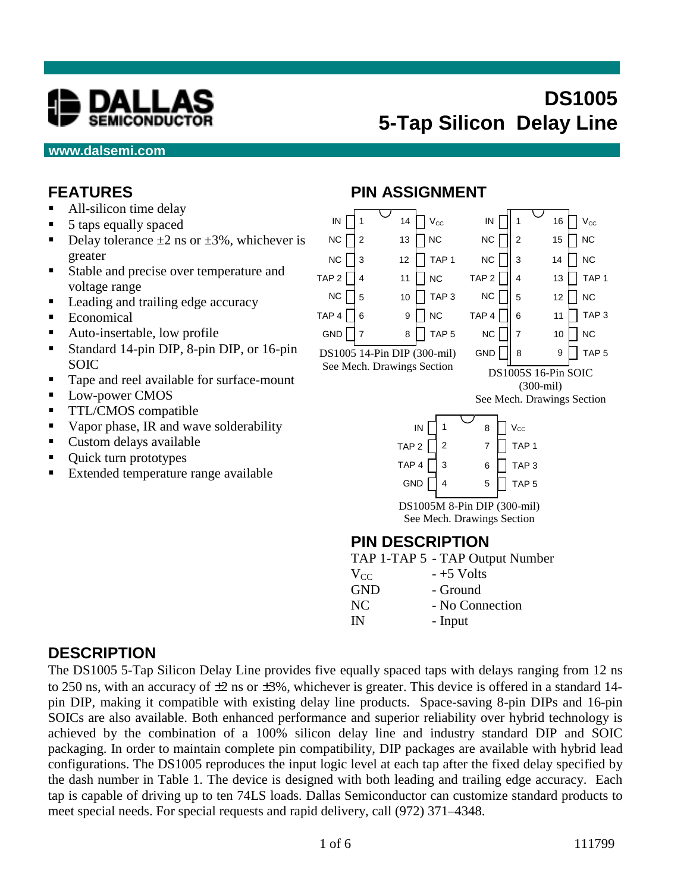# DALLAS SEMICONDUCTOR

# DS1005 5-Tap Silicon Delay Line

www.dalsemi.com

## FEATURES

- All-silicon time delay
- 5 taps equally spaced
- Delay tolerance ±2 ns or ±3%, whichever is greater
- Stable and precise over temperature and voltage range
- Leading and trailing edge accuracy
- Economical
- Auto-insertable, low profile
- Standard 14-pin DIP, 8-pin DIP, or 16-pin SOIC
- Tape and reel available for surface-mount
- Low-power CMOS
- TTL/CMOS compatible
- Vapor phase, IR and wave solderability
- Custom delays available
- Quick turn prototypes
- Extended temperature range available

## PIN ASSIGNMENT

| Pin | Name | Pin | Name |
|---|---|---|---|
| 1 | IN | 14 | $V_{CC}$ |
| 2 | NC | 13 | NC |
| 3 | NC | 12 | TAP 1 |
| 4 | TAP 2 | 11 | NC |
| 5 | NC | 10 | TAP 3 |
| 6 | TAP 4 | 9 | NC |
| 7 | GND | 8 | TAP 5 |

DS1005 14-Pin DIP (300-mil)
See Mech. Drawings Section

| Pin | Name | Pin | Name |
|---|---|---|---|
| 1 | IN | 16 | $V_{CC}$ |
| 2 | NC | 15 | NC |
| 3 | NC | 14 | NC |
| 4 | TAP 2 | 13 | TAP 1 |
| 5 | NC | 12 | NC |
| 6 | TAP 4 | 11 | TAP 3 |
| 7 | NC | 10 | NC |
| 8 | GND | 9 | TAP 5 |

DS1005S 16-Pin SOIC (300-mil)
See Mech. Drawings Section

| Pin | Name | Pin | Name |
|---|---|---|---|
| 1 | IN | 8 | $V_{CC}$ |
| 2 | TAP 2 | 7 | TAP 1 |
| 3 | TAP 4 | 6 | TAP 3 |
| 4 | GND | 5 | TAP 5 |

DS1005M 8-Pin DIP (300-mil)
See Mech. Drawings Section

## PIN DESCRIPTION

| | |
|---|---|
| TAP 1-TAP 5 | - TAP Output Number |
| $V_{CC}$ | - +5 Volts |
| GND | - Ground |
| NC | - No Connection |
| IN | - Input |

## DESCRIPTION

The DS1005 5-Tap Silicon Delay Line provides five equally spaced taps with delays ranging from 12 ns to 250 ns, with an accuracy of ±2 ns or ±3%, whichever is greater. This device is offered in a standard 14-pin DIP, making it compatible with existing delay line products. Space-saving 8-pin DIPs and 16-pin SOICs are also available. Both enhanced performance and superior reliability over hybrid technology is achieved by the combination of a 100% silicon delay line and industry standard DIP and SOIC packaging. In order to maintain complete pin compatibility, DIP packages are available with hybrid lead configurations. The DS1005 reproduces the input logic level at each tap after the fixed delay specified by the dash number in Table 1. The device is designed with both leading and trailing edge accuracy. Each tap is capable of driving up to ten 74LS loads. Dallas Semiconductor can customize standard products to meet special needs. For special requests and rapid delivery, call (972) 371–4348.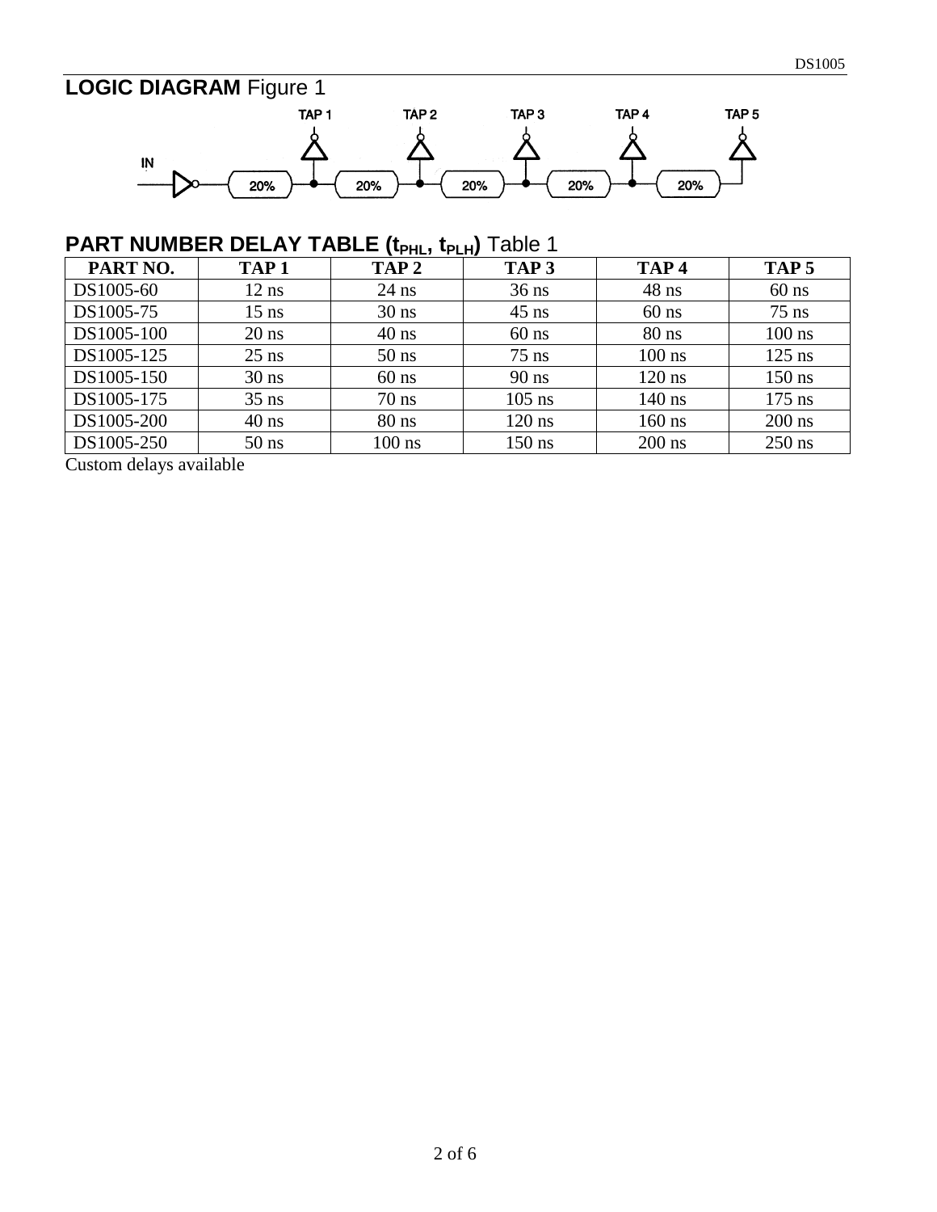## LOGIC DIAGRAM Figure 1

## PART NUMBER DELAY TABLE ($t_{PHL}$, $t_{PLH}$) Table 1

| PART NO. | TAP 1 | TAP 2 | TAP 3 | TAP 4 | TAP 5 |
|---|---|---|---|---|---|
| DS1005-60 | 12 ns | 24 ns | 36 ns | 48 ns | 60 ns |
| DS1005-75 | 15 ns | 30 ns | 45 ns | 60 ns | 75 ns |
| DS1005-100 | 20 ns | 40 ns | 60 ns | 80 ns | 100 ns |
| DS1005-125 | 25 ns | 50 ns | 75 ns | 100 ns | 125 ns |
| DS1005-150 | 30 ns | 60 ns | 90 ns | 120 ns | 150 ns |
| DS1005-175 | 35 ns | 70 ns | 105 ns | 140 ns | 175 ns |
| DS1005-200 | 40 ns | 80 ns | 120 ns | 160 ns | 200 ns |
| DS1005-250 | 50 ns | 100 ns | 150 ns | 200 ns | 250 ns |

Custom delays available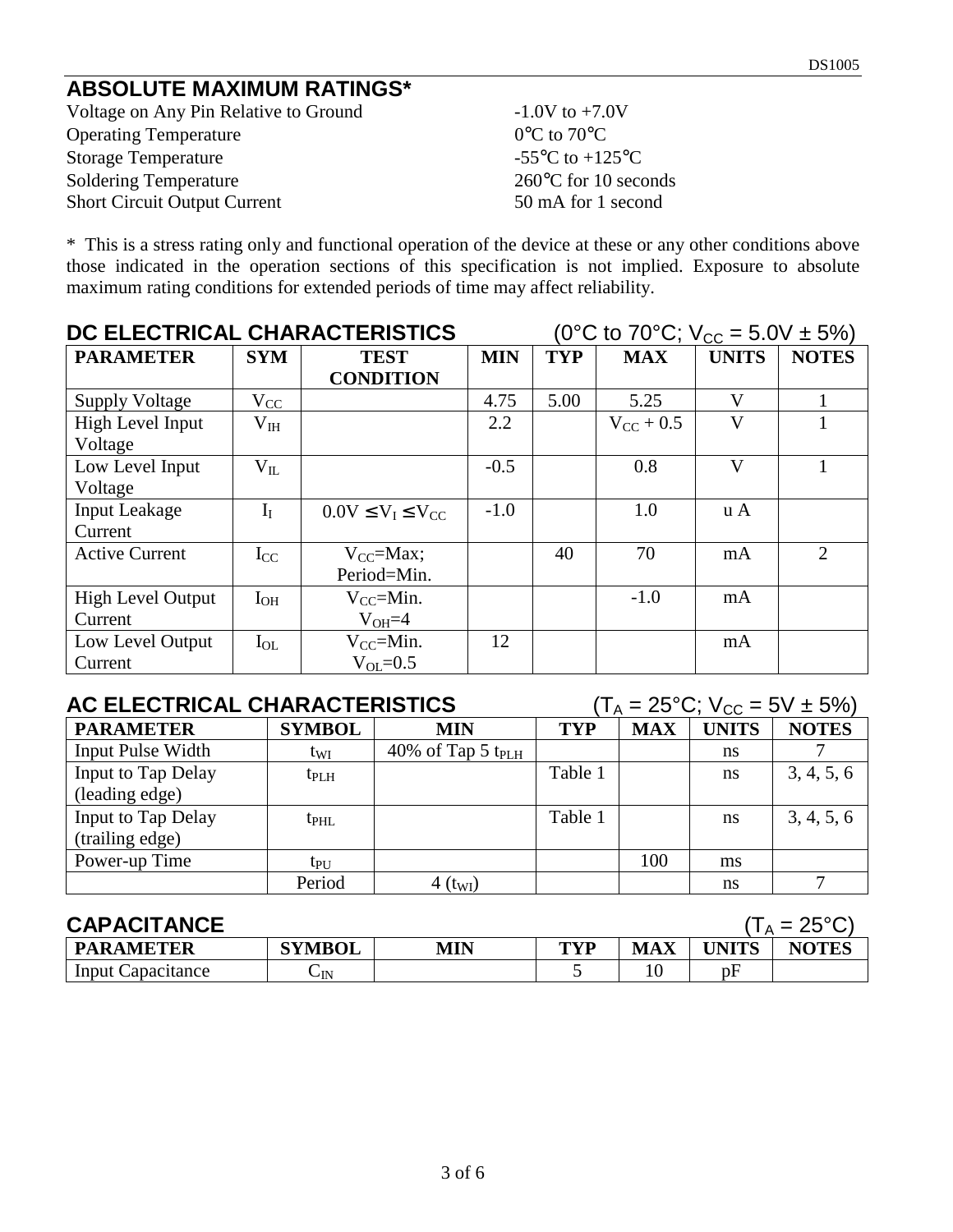## ABSOLUTE MAXIMUM RATINGS*

| | |
|---|---|
| Voltage on Any Pin Relative to Ground | -1.0V to +7.0V |
| Operating Temperature | 0°C to 70°C |
| Storage Temperature | -55°C to +125°C |
| Soldering Temperature | 260°C for 10 seconds |
| Short Circuit Output Current | 50 mA for 1 second |

* This is a stress rating only and functional operation of the device at these or any other conditions above those indicated in the operation sections of this specification is not implied. Exposure to absolute maximum rating conditions for extended periods of time may affect reliability.

## DC ELECTRICAL CHARACTERISTICS (0°C to 70°C; $V_{CC}$ = 5.0V ± 5%)

| PARAMETER | SYM | TEST CONDITION | MIN | TYP | MAX | UNITS | NOTES |
|---|---|---|---|---|---|---|---|
| Supply Voltage | $V_{CC}$ | | 4.75 | 5.00 | 5.25 | V | 1 |
| High Level Input Voltage | $V_{IH}$ | | 2.2 | | $V_{CC}$ + 0.5 | V | 1 |
| Low Level Input Voltage | $V_{IL}$ | | -0.5 | | 0.8 | V | 1 |
| Input Leakage Current | $I_I$ | $0.0V \leq V_I \leq V_{CC}$ | -1.0 | | 1.0 | u A | |
| Active Current | $I_{CC}$ | $V_{CC}$=Max; Period=Min. | | 40 | 70 | mA | 2 |
| High Level Output Current | $I_{OH}$ | $V_{CC}$=Min. $V_{OH}$=4 | | | -1.0 | mA | |
| Low Level Output Current | $I_{OL}$ | $V_{CC}$=Min. $V_{OL}$=0.5 | 12 | | | mA | |

## AC ELECTRICAL CHARACTERISTICS ($T_A$ = 25°C; $V_{CC}$ = 5V ± 5%)

| PARAMETER | SYMBOL | MIN | TYP | MAX | UNITS | NOTES |
|---|---|---|---|---|---|---|
| Input Pulse Width | $t_{WI}$ | 40% of Tap 5 $t_{PLH}$ | | | ns | 7 |
| Input to Tap Delay (leading edge) | $t_{PLH}$ | | Table 1 | | ns | 3, 4, 5, 6 |
| Input to Tap Delay (trailing edge) | $t_{PHL}$ | | Table 1 | | ns | 3, 4, 5, 6 |
| Power-up Time | $t_{PU}$ | | | 100 | ms | |
| | Period | 4 ($t_{WI}$) | | | ns | 7 |

## CAPACITANCE ($T_A$ = 25°C)

| PARAMETER | SYMBOL | MIN | TYP | MAX | UNITS | NOTES |
|---|---|---|---|---|---|---|
| Input Capacitance | $C_{IN}$ | | 5 | 10 | pF | |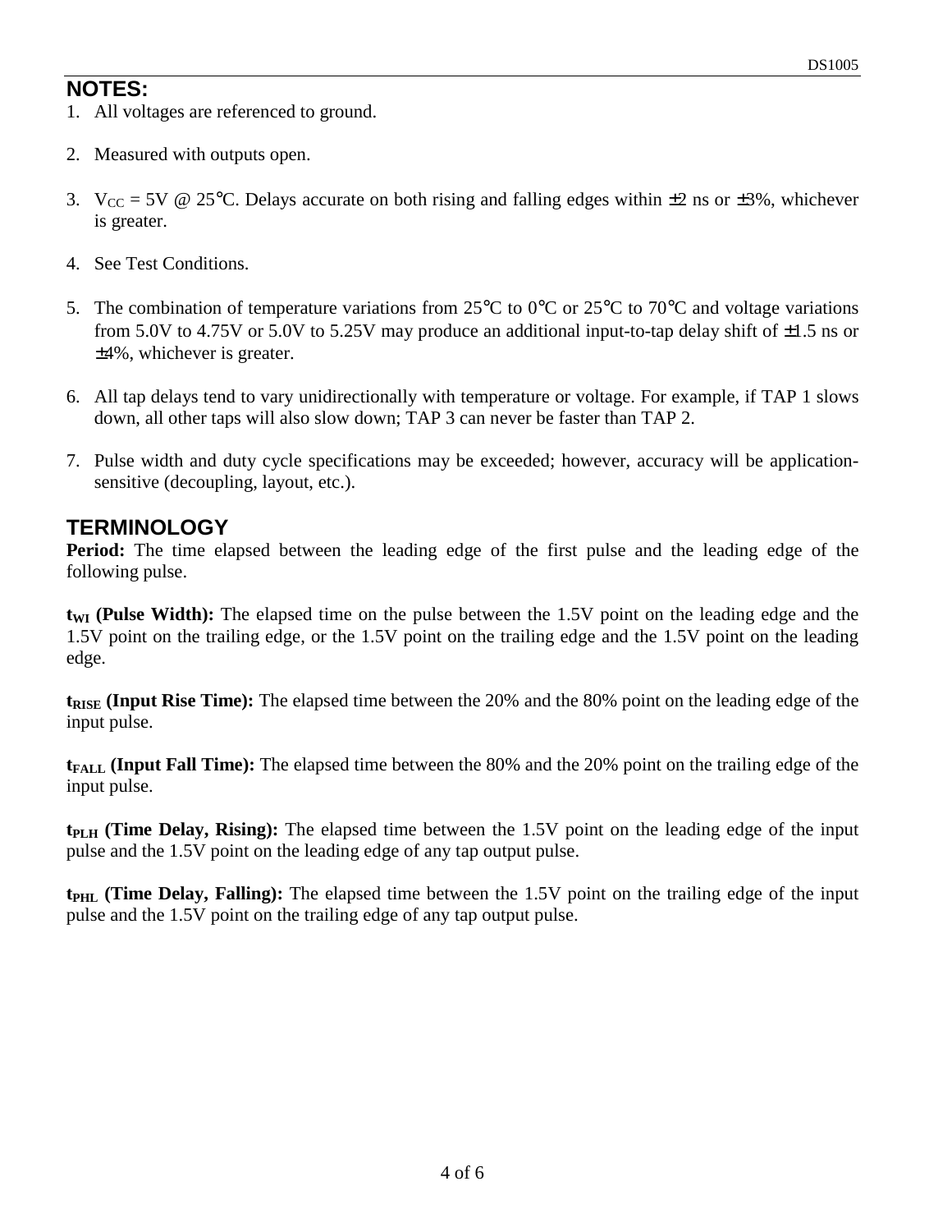## NOTES:

1. All voltages are referenced to ground.
2. Measured with outputs open.
3. $V_{CC}$ = 5V @ 25°C. Delays accurate on both rising and falling edges within ±2 ns or ±3%, whichever is greater.
4. See Test Conditions.
5. The combination of temperature variations from 25°C to 0°C or 25°C to 70°C and voltage variations from 5.0V to 4.75V or 5.0V to 5.25V may produce an additional input-to-tap delay shift of ±1.5 ns or ±4%, whichever is greater.
6. All tap delays tend to vary unidirectionally with temperature or voltage. For example, if TAP 1 slows down, all other taps will also slow down; TAP 3 can never be faster than TAP 2.
7. Pulse width and duty cycle specifications may be exceeded; however, accuracy will be application-sensitive (decoupling, layout, etc.).

## TERMINOLOGY

**Period:** The time elapsed between the leading edge of the first pulse and the leading edge of the following pulse.

**$t_{WI}$ (Pulse Width):** The elapsed time on the pulse between the 1.5V point on the leading edge and the 1.5V point on the trailing edge, or the 1.5V point on the trailing edge and the 1.5V point on the leading edge.

**$t_{RISE}$ (Input Rise Time):** The elapsed time between the 20% and the 80% point on the leading edge of the input pulse.

**$t_{FALL}$ (Input Fall Time):** The elapsed time between the 80% and the 20% point on the trailing edge of the input pulse.

**$t_{PLH}$ (Time Delay, Rising):** The elapsed time between the 1.5V point on the leading edge of the input pulse and the 1.5V point on the leading edge of any tap output pulse.

**$t_{PHL}$ (Time Delay, Falling):** The elapsed time between the 1.5V point on the trailing edge of the input pulse and the 1.5V point on the trailing edge of any tap output pulse.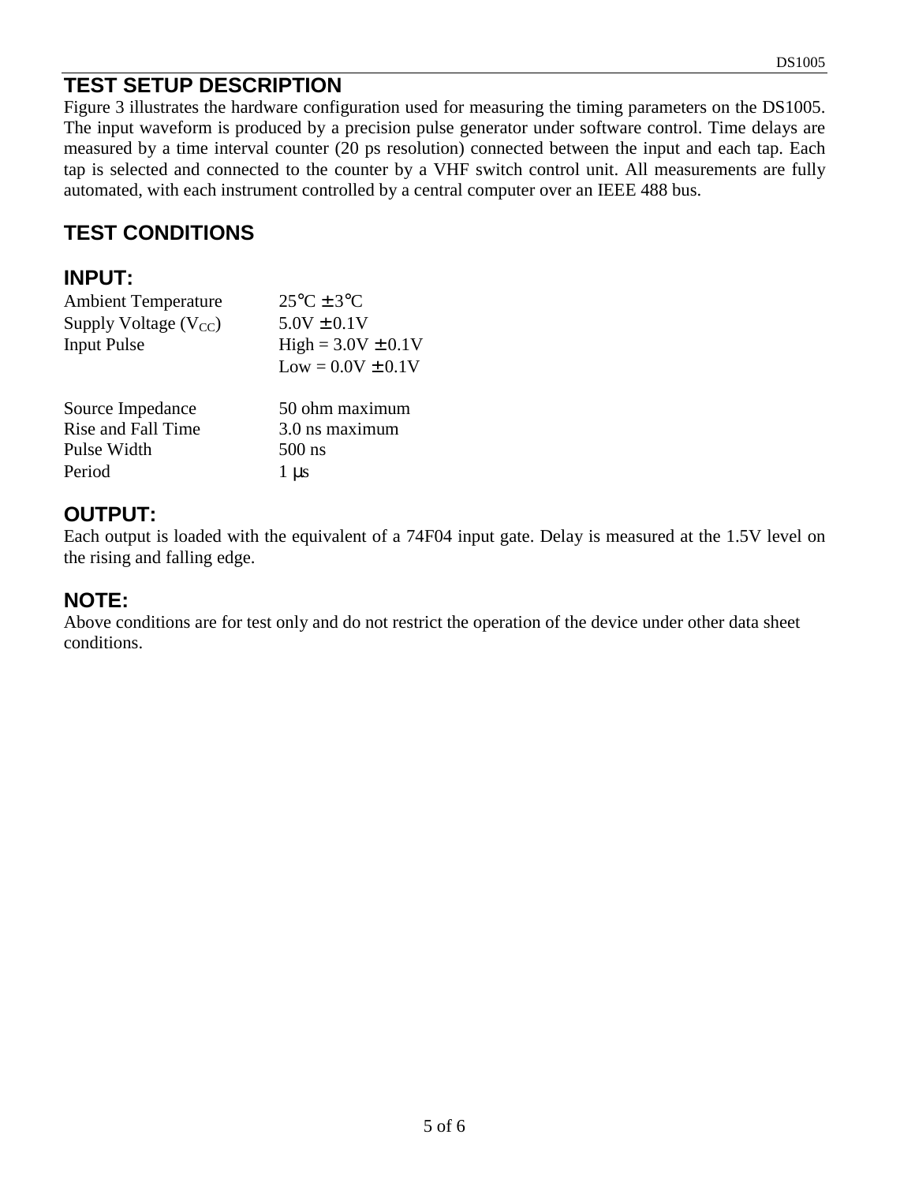## TEST SETUP DESCRIPTION

Figure 3 illustrates the hardware configuration used for measuring the timing parameters on the DS1005. The input waveform is produced by a precision pulse generator under software control. Time delays are measured by a time interval counter (20 ps resolution) connected between the input and each tap. Each tap is selected and connected to the counter by a VHF switch control unit. All measurements are fully automated, with each instrument controlled by a central computer over an IEEE 488 bus.

## TEST CONDITIONS

### INPUT:

| | |
|---|---|
| Ambient Temperature | 25°C ± 3°C |
| Supply Voltage ($V_{CC}$) | 5.0V ± 0.1V |
| Input Pulse | High = 3.0V ± 0.1V |
| | Low = 0.0V ± 0.1V |
| Source Impedance | 50 ohm maximum |
| Rise and Fall Time | 3.0 ns maximum |
| Pulse Width | 500 ns |
| Period | 1 μs |

### OUTPUT:

Each output is loaded with the equivalent of a 74F04 input gate. Delay is measured at the 1.5V level on the rising and falling edge.

### NOTE:

Above conditions are for test only and do not restrict the operation of the device under other data sheet conditions.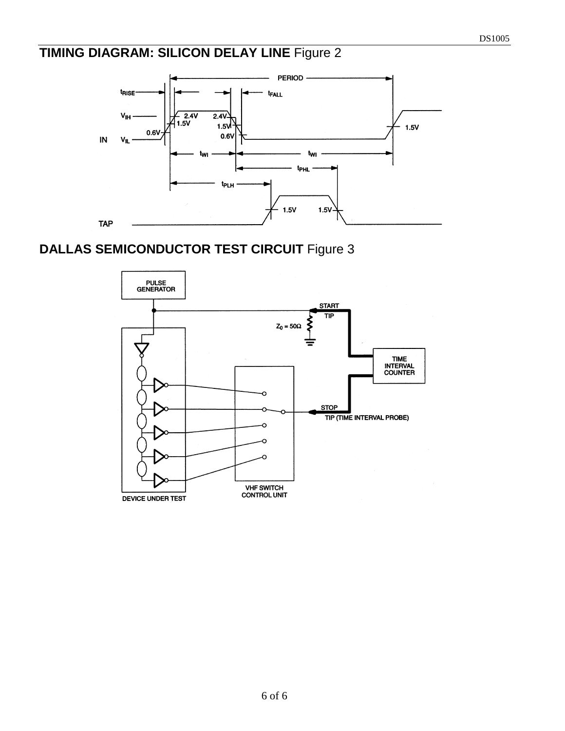## TIMING DIAGRAM: SILICON DELAY LINE Figure 2

PERIOD

$t_{RISE}$

$t_{FALL}$

$V_{IH}$

2.4V

2.4V

1.5V

1.5V

0.6V

0.6V

1.5V

IN

$V_{IL}$

$t_{WI}$

$t_{WI}$

$t_{PHL}$

$t_{PLH}$

1.5V

1.5V

TAP

## DALLAS SEMICONDUCTOR TEST CIRCUIT Figure 3

PULSE GENERATOR

START

TIP

$Z_0 = 50\Omega$

TIME INTERVAL COUNTER

STOP

TIP (TIME INTERVAL PROBE)

DEVICE UNDER TEST

VHF SWITCH CONTROL UNIT